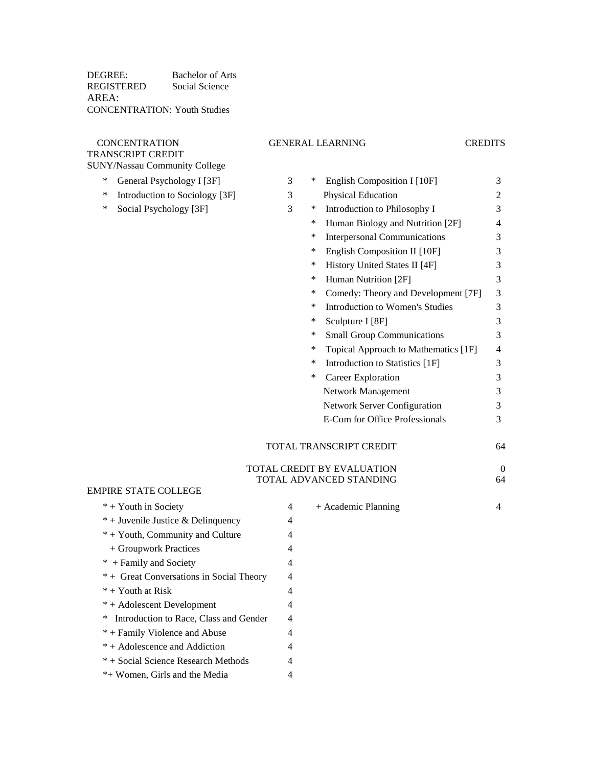DEGREE: Bachelor of Arts
REGISTERED AREA: Social Science
CONCENTRATION: Youth Studies

| CONCENTRATION | | GENERAL LEARNING | CREDITS |
|---|---|---|---|
| **TRANSCRIPT CREDIT** | | | |
| **SUNY/Nassau Community College** | | | |
| * General Psychology I [3F] | 3 | * English Composition I [10F] | 3 |
| * Introduction to Sociology [3F] | 3 | Physical Education | 2 |
| * Social Psychology [3F] | 3 | * Introduction to Philosophy I | 3 |
| | | * Human Biology and Nutrition [2F] | 4 |
| | | * Interpersonal Communications | 3 |
| | | * English Composition II [10F] | 3 |
| | | * History United States II [4F] | 3 |
| | | * Human Nutrition [2F] | 3 |
| | | * Comedy: Theory and Development [7F] | 3 |
| | | * Introduction to Women's Studies | 3 |
| | | * Sculpture I [8F] | 3 |
| | | * Small Group Communications | 3 |
| | | * Topical Approach to Mathematics [1F] | 4 |
| | | * Introduction to Statistics [1F] | 3 |
| | | * Career Exploration | 3 |
| | | Network Management | 3 |
| | | Network Server Configuration | 3 |
| | | E-Com for Office Professionals | 3 |
| | | TOTAL TRANSCRIPT CREDIT | 64 |
| | | TOTAL CREDIT BY EVALUATION | 0 |
| | | TOTAL ADVANCED STANDING | 64 |
| **EMPIRE STATE COLLEGE** | | | |
| * + Youth in Society | 4 | + Academic Planning | 4 |
| * + Juvenile Justice & Delinquency | 4 | | |
| * + Youth, Community and Culture | 4 | | |
| + Groupwork Practices | 4 | | |
| * + Family and Society | 4 | | |
| * + Great Conversations in Social Theory | 4 | | |
| * + Youth at Risk | 4 | | |
| * + Adolescent Development | 4 | | |
| * Introduction to Race, Class and Gender | 4 | | |
| * + Family Violence and Abuse | 4 | | |
| * + Adolescence and Addiction | 4 | | |
| * + Social Science Research Methods | 4 | | |
| *+ Women, Girls and the Media | 4 | | |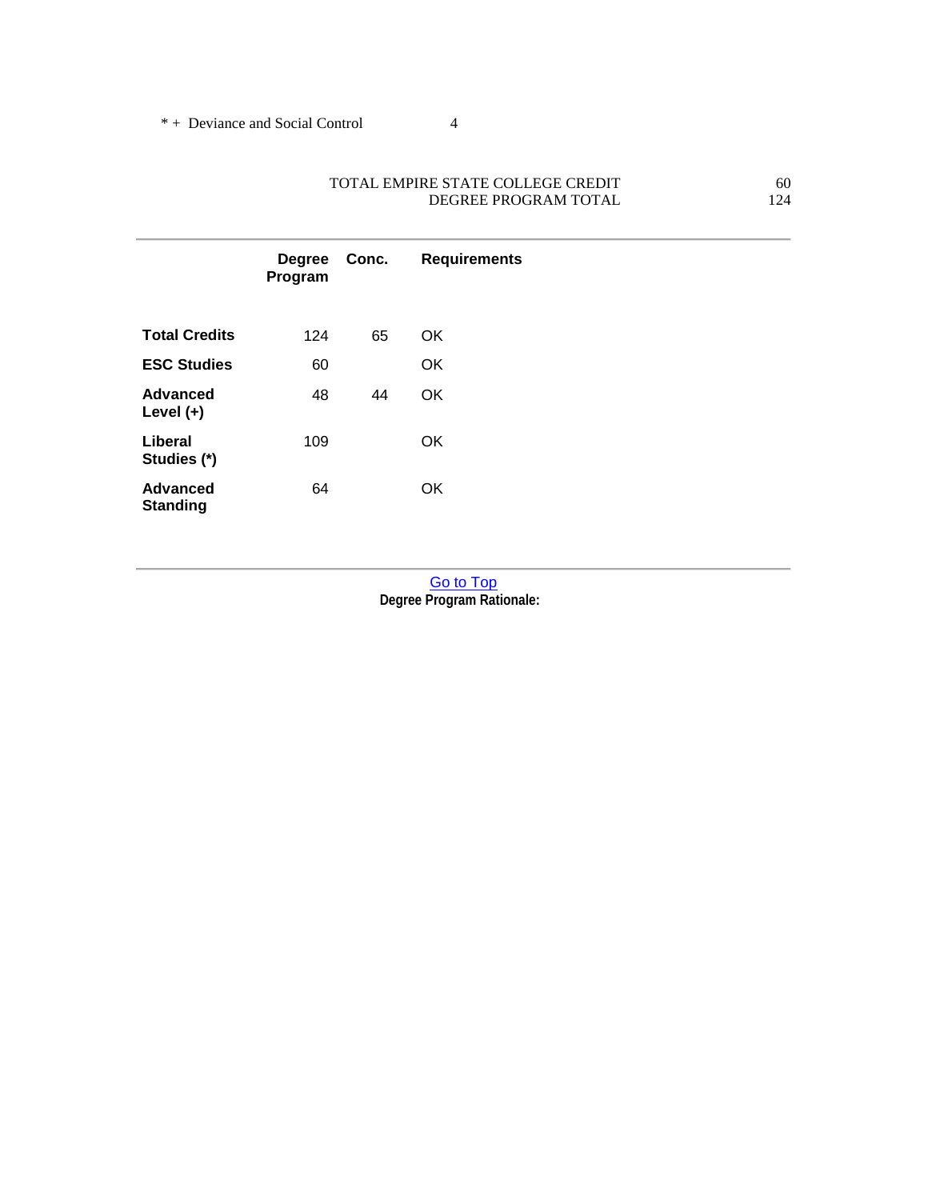| | | |
|---|---|---|
| * + Deviance and Social Control | 4 | |

| | |
|---|---|
| TOTAL EMPIRE STATE COLLEGE CREDIT | 60 |
| DEGREE PROGRAM TOTAL | 124 |

| | Degree Program | Conc. | Requirements |
|---|---|---|---|
| **Total Credits** | 124 | 65 | OK |
| **ESC Studies** | 60 | | OK |
| **Advanced Level (+)** | 48 | 44 | OK |
| **Liberal Studies (*)** | 109 | | OK |
| **Advanced Standing** | 64 | | OK |

Go to Top

**Degree Program Rationale:**